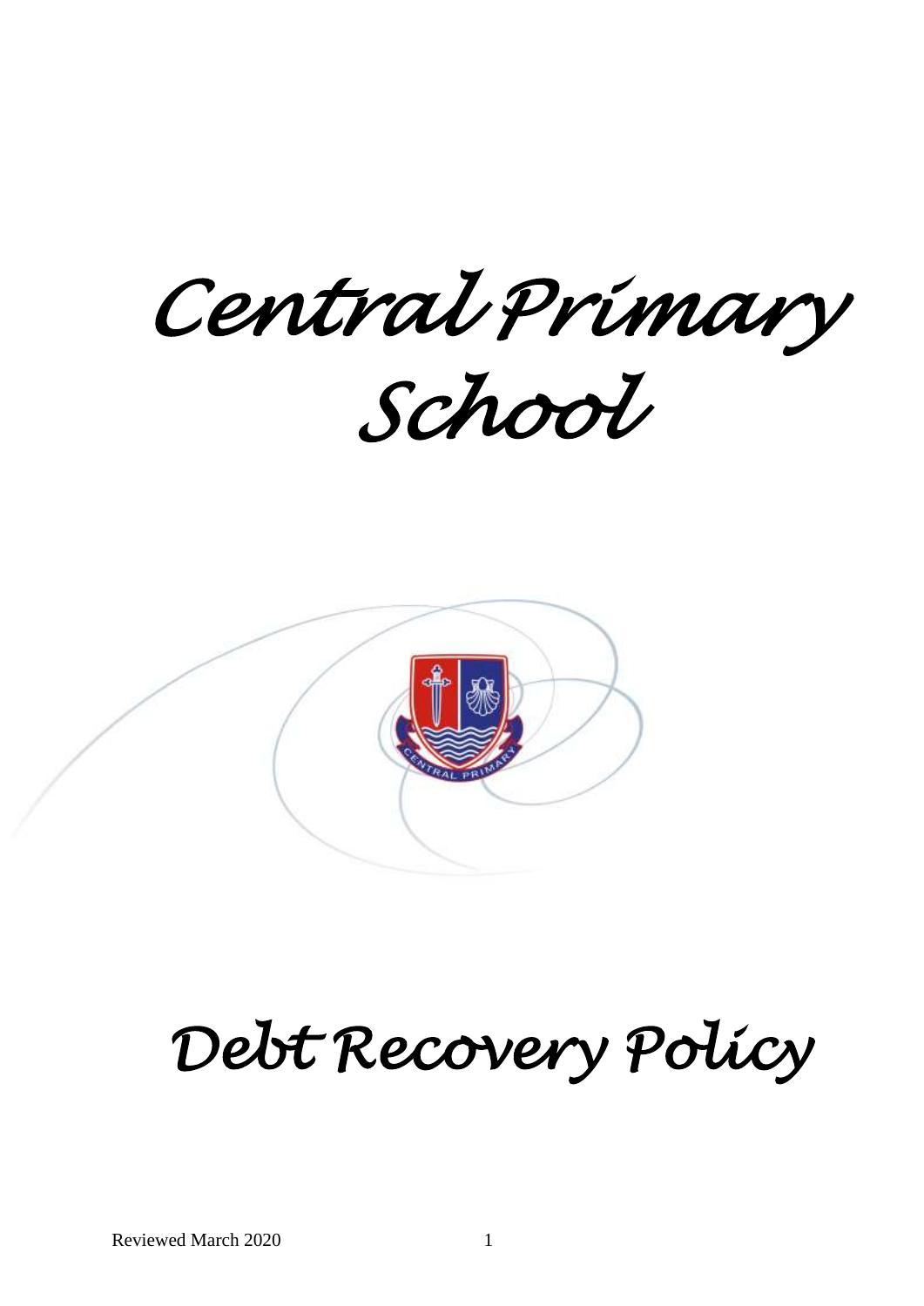# Central Primary School

# Debt Recovery Policy

Reviewed March 2020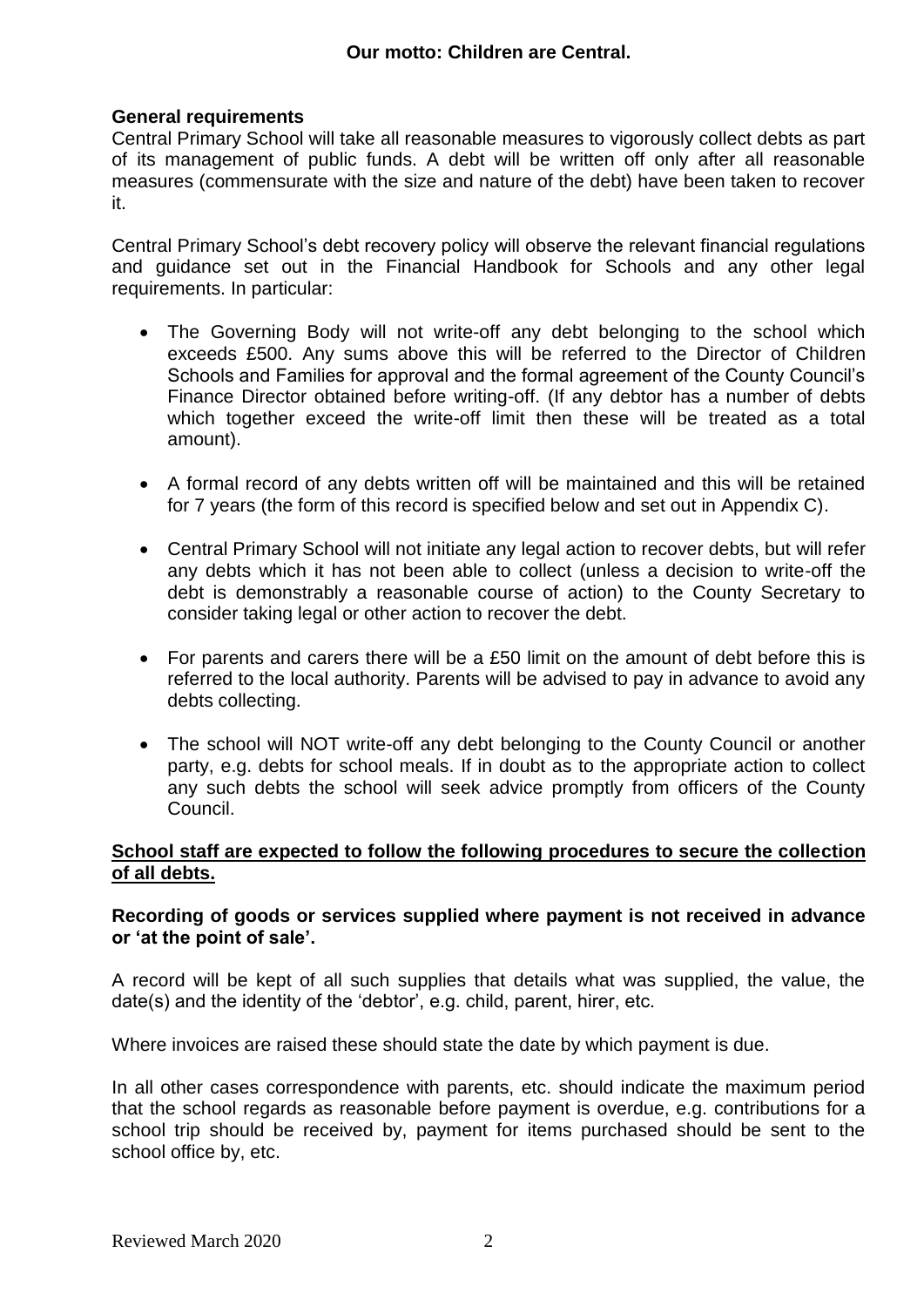**Our motto: Children are Central.**

**General requirements**

Central Primary School will take all reasonable measures to vigorously collect debts as part of its management of public funds. A debt will be written off only after all reasonable measures (commensurate with the size and nature of the debt) have been taken to recover it.

Central Primary School's debt recovery policy will observe the relevant financial regulations and guidance set out in the Financial Handbook for Schools and any other legal requirements. In particular:

- The Governing Body will not write-off any debt belonging to the school which exceeds £500. Any sums above this will be referred to the Director of Children Schools and Families for approval and the formal agreement of the County Council's Finance Director obtained before writing-off. (If any debtor has a number of debts which together exceed the write-off limit then these will be treated as a total amount).

- A formal record of any debts written off will be maintained and this will be retained for 7 years (the form of this record is specified below and set out in Appendix C).

- Central Primary School will not initiate any legal action to recover debts, but will refer any debts which it has not been able to collect (unless a decision to write-off the debt is demonstrably a reasonable course of action) to the County Secretary to consider taking legal or other action to recover the debt.

- For parents and carers there will be a £50 limit on the amount of debt before this is referred to the local authority. Parents will be advised to pay in advance to avoid any debts collecting.

- The school will NOT write-off any debt belonging to the County Council or another party, e.g. debts for school meals. If in doubt as to the appropriate action to collect any such debts the school will seek advice promptly from officers of the County Council.

**School staff are expected to follow the following procedures to secure the collection of all debts.**

**Recording of goods or services supplied where payment is not received in advance or 'at the point of sale'.**

A record will be kept of all such supplies that details what was supplied, the value, the date(s) and the identity of the 'debtor', e.g. child, parent, hirer, etc.

Where invoices are raised these should state the date by which payment is due.

In all other cases correspondence with parents, etc. should indicate the maximum period that the school regards as reasonable before payment is overdue, e.g. contributions for a school trip should be received by, payment for items purchased should be sent to the school office by, etc.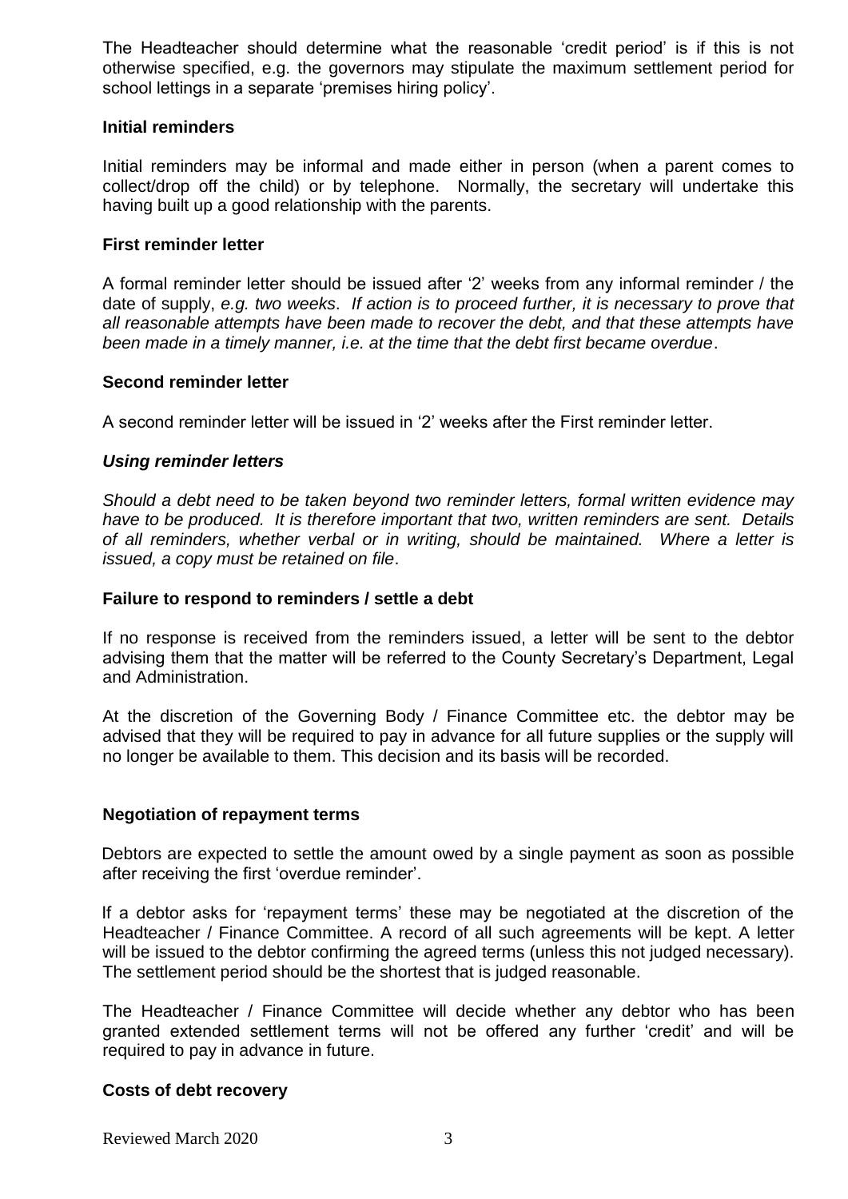The Headteacher should determine what the reasonable 'credit period' is if this is not otherwise specified, e.g. the governors may stipulate the maximum settlement period for school lettings in a separate 'premises hiring policy'.

**Initial reminders**

Initial reminders may be informal and made either in person (when a parent comes to collect/drop off the child) or by telephone. Normally, the secretary will undertake this having built up a good relationship with the parents.

**First reminder letter**

A formal reminder letter should be issued after '2' weeks from any informal reminder / the date of supply, *e.g. two weeks*. *If action is to proceed further, it is necessary to prove that all reasonable attempts have been made to recover the debt, and that these attempts have been made in a timely manner, i.e. at the time that the debt first became overdue*.

**Second reminder letter**

A second reminder letter will be issued in '2' weeks after the First reminder letter.

***Using reminder letters***

*Should a debt need to be taken beyond two reminder letters, formal written evidence may have to be produced. It is therefore important that two, written reminders are sent. Details of all reminders, whether verbal or in writing, should be maintained. Where a letter is issued, a copy must be retained on file*.

**Failure to respond to reminders / settle a debt**

If no response is received from the reminders issued, a letter will be sent to the debtor advising them that the matter will be referred to the County Secretary's Department, Legal and Administration.

At the discretion of the Governing Body / Finance Committee etc. the debtor may be advised that they will be required to pay in advance for all future supplies or the supply will no longer be available to them. This decision and its basis will be recorded.

**Negotiation of repayment terms**

Debtors are expected to settle the amount owed by a single payment as soon as possible after receiving the first 'overdue reminder'.

If a debtor asks for 'repayment terms' these may be negotiated at the discretion of the Headteacher / Finance Committee. A record of all such agreements will be kept. A letter will be issued to the debtor confirming the agreed terms (unless this not judged necessary). The settlement period should be the shortest that is judged reasonable.

The Headteacher / Finance Committee will decide whether any debtor who has been granted extended settlement terms will not be offered any further 'credit' and will be required to pay in advance in future.

**Costs of debt recovery**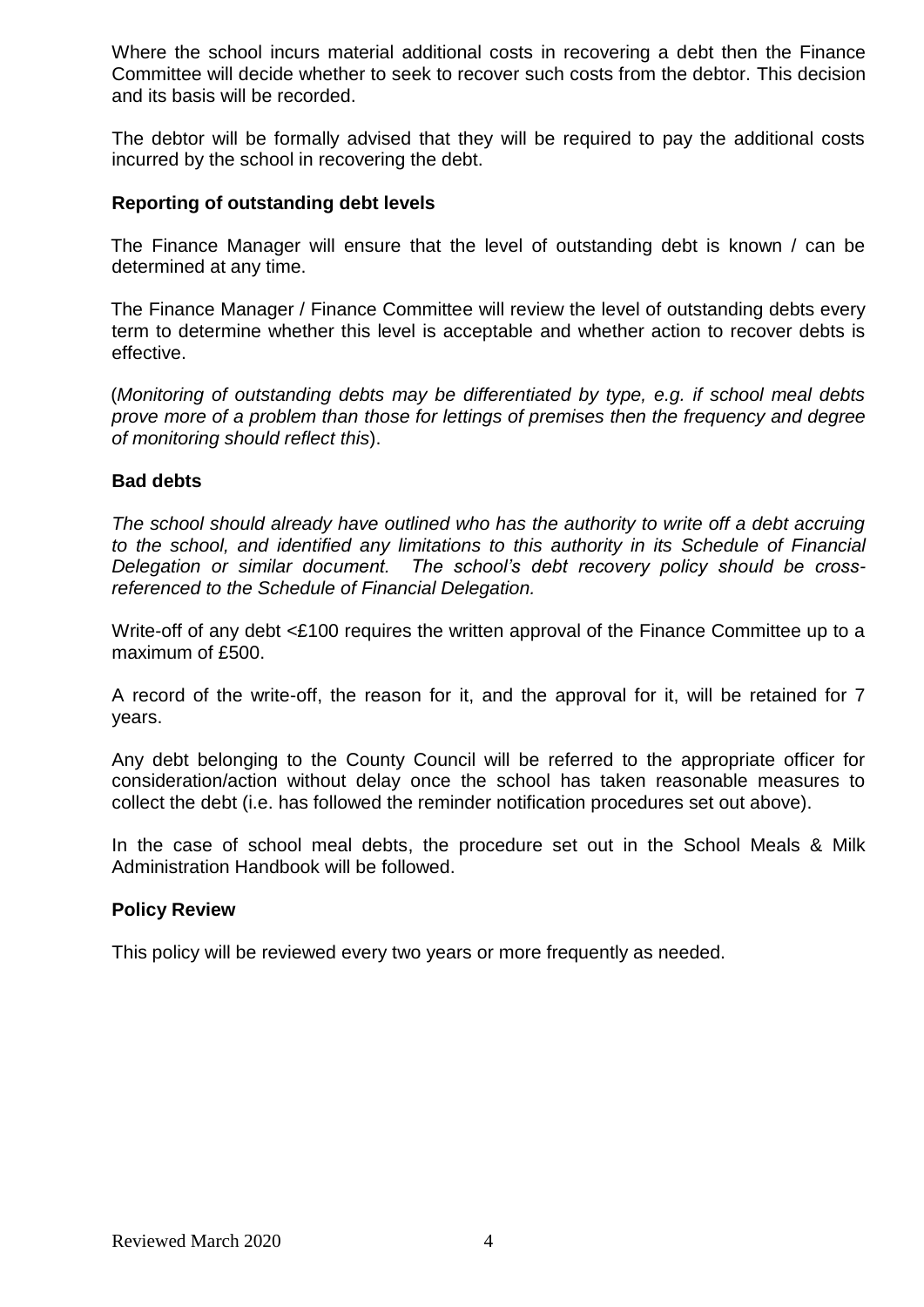Where the school incurs material additional costs in recovering a debt then the Finance Committee will decide whether to seek to recover such costs from the debtor. This decision and its basis will be recorded.

The debtor will be formally advised that they will be required to pay the additional costs incurred by the school in recovering the debt.

### Reporting of outstanding debt levels

The Finance Manager will ensure that the level of outstanding debt is known / can be determined at any time.

The Finance Manager / Finance Committee will review the level of outstanding debts every term to determine whether this level is acceptable and whether action to recover debts is effective.

(*Monitoring of outstanding debts may be differentiated by type, e.g. if school meal debts prove more of a problem than those for lettings of premises then the frequency and degree of monitoring should reflect this*).

### Bad debts

*The school should already have outlined who has the authority to write off a debt accruing to the school, and identified any limitations to this authority in its Schedule of Financial Delegation or similar document. The school's debt recovery policy should be cross-referenced to the Schedule of Financial Delegation.*

Write-off of any debt <£100 requires the written approval of the Finance Committee up to a maximum of £500.

A record of the write-off, the reason for it, and the approval for it, will be retained for 7 years.

Any debt belonging to the County Council will be referred to the appropriate officer for consideration/action without delay once the school has taken reasonable measures to collect the debt (i.e. has followed the reminder notification procedures set out above).

In the case of school meal debts, the procedure set out in the School Meals & Milk Administration Handbook will be followed.

### Policy Review

This policy will be reviewed every two years or more frequently as needed.

Reviewed March 2020